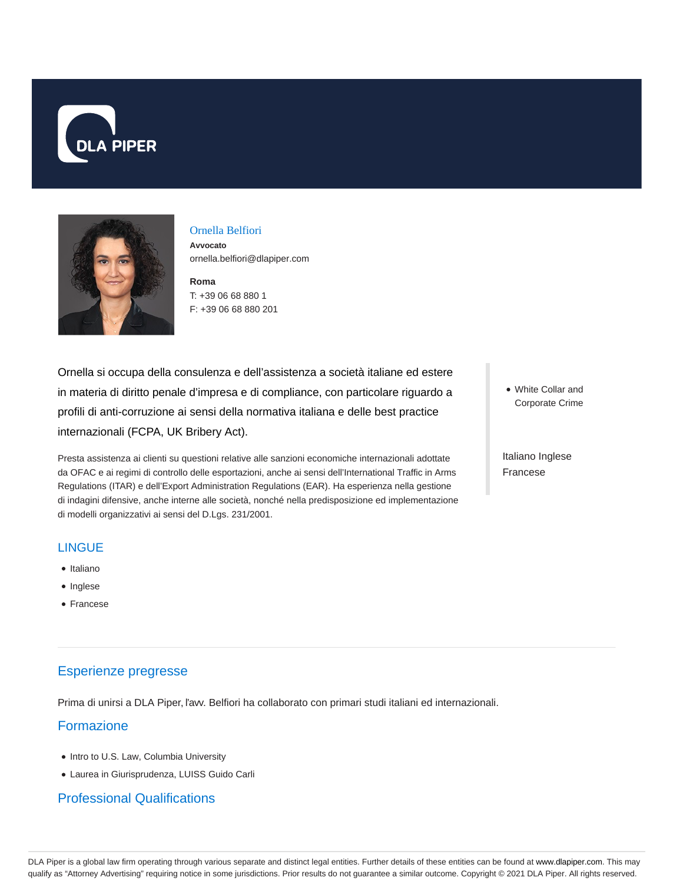DLA PIPER

## Ornella Belfiori

**Avvocato**
ornella.belfiori@dlapiper.com

**Roma**
T: +39 06 68 880 1
F: +39 06 68 880 201

Ornella si occupa della consulenza e dell'assistenza a società italiane ed estere in materia di diritto penale d'impresa e di compliance, con particolare riguardo a profili di anti-corruzione ai sensi della normativa italiana e delle best practice internazionali (FCPA, UK Bribery Act).

Presta assistenza ai clienti su questioni relative alle sanzioni economiche internazionali adottate da OFAC e ai regimi di controllo delle esportazioni, anche ai sensi dell'International Traffic in Arms Regulations (ITAR) e dell'Export Administration Regulations (EAR). Ha esperienza nella gestione di indagini difensive, anche interne alle società, nonché nella predisposizione ed implementazione di modelli organizzativi ai sensi del D.Lgs. 231/2001.

- White Collar and Corporate Crime

Italiano Inglese Francese

## LINGUE

- Italiano
- Inglese
- Francese

---

## Esperienze pregresse

Prima di unirsi a DLA Piper, l'avv. Belfiori ha collaborato con primari studi italiani ed internazionali.

## Formazione

- Intro to U.S. Law, Columbia University
- Laurea in Giurisprudenza, LUISS Guido Carli

## Professional Qualifications

DLA Piper is a global law firm operating through various separate and distinct legal entities. Further details of these entities can be found at www.dlapiper.com. This may qualify as "Attorney Advertising" requiring notice in some jurisdictions. Prior results do not guarantee a similar outcome. Copyright © 2021 DLA Piper. All rights reserved.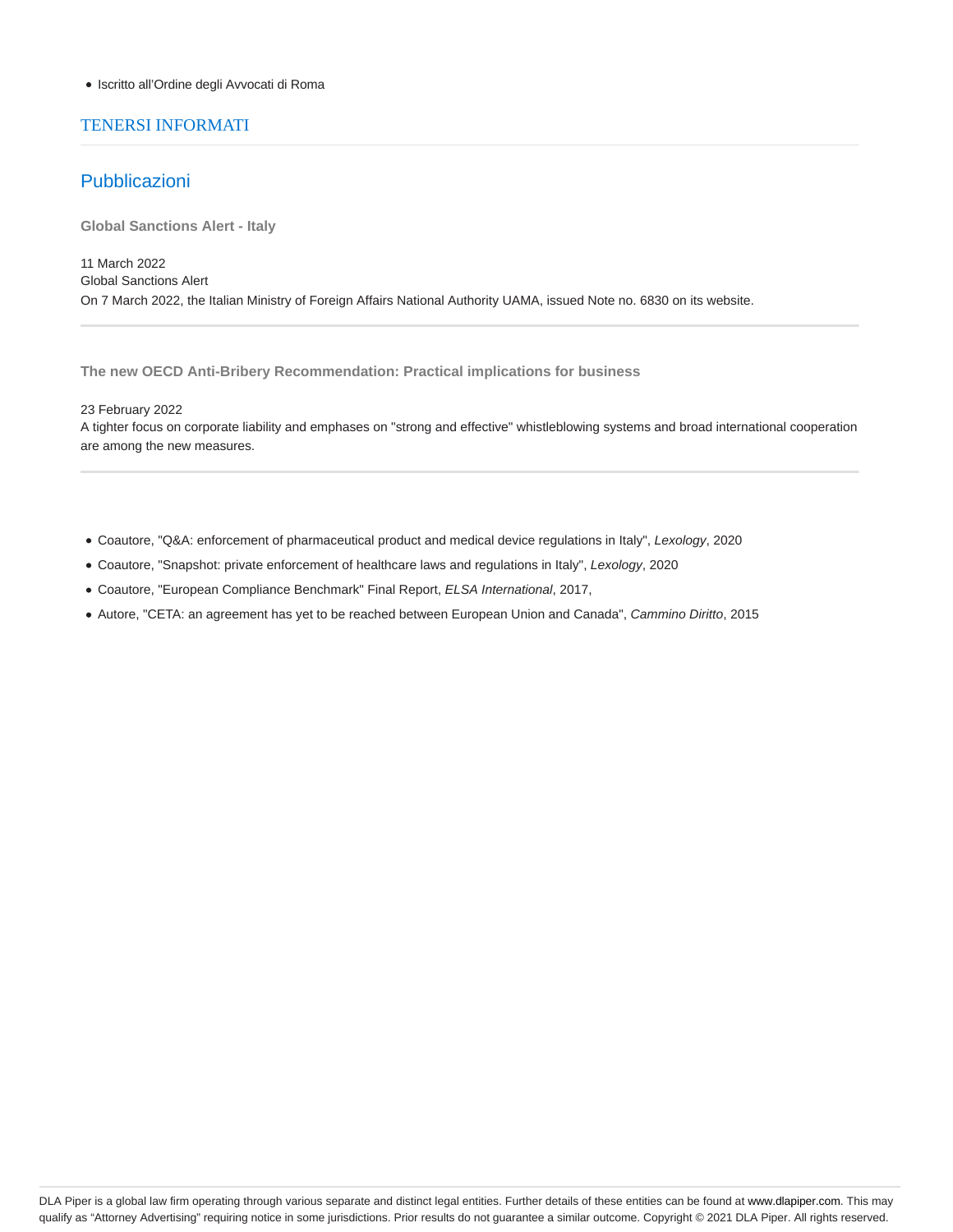- Iscritto all'Ordine degli Avvocati di Roma

## TENERSI INFORMATI

## Pubblicazioni

**Global Sanctions Alert - Italy**

11 March 2022
Global Sanctions Alert
On 7 March 2022, the Italian Ministry of Foreign Affairs National Authority UAMA, issued Note no. 6830 on its website.

**The new OECD Anti-Bribery Recommendation: Practical implications for business**

23 February 2022
A tighter focus on corporate liability and emphases on "strong and effective" whistleblowing systems and broad international cooperation are among the new measures.

- Coautore, "Q&A: enforcement of pharmaceutical product and medical device regulations in Italy", *Lexology*, 2020
- Coautore, "Snapshot: private enforcement of healthcare laws and regulations in Italy", *Lexology*, 2020
- Coautore, "European Compliance Benchmark" Final Report, *ELSA International*, 2017,
- Autore, "CETA: an agreement has yet to be reached between European Union and Canada", *Cammino Diritto*, 2015

DLA Piper is a global law firm operating through various separate and distinct legal entities. Further details of these entities can be found at www.dlapiper.com. This may qualify as "Attorney Advertising" requiring notice in some jurisdictions. Prior results do not guarantee a similar outcome. Copyright © 2021 DLA Piper. All rights reserved.